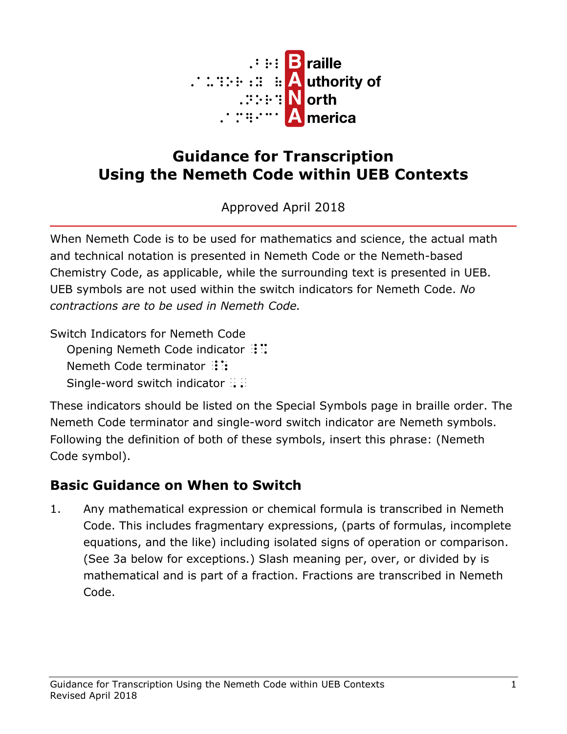Braille Authority of North America

# Guidance for Transcription Using the Nemeth Code within UEB Contexts

Approved April 2018

When Nemeth Code is to be used for mathematics and science, the actual math and technical notation is presented in Nemeth Code or the Nemeth-based Chemistry Code, as applicable, while the surrounding text is presented in UEB. UEB symbols are not used within the switch indicators for Nemeth Code. *No contractions are to be used in Nemeth Code.*

Switch Indicators for Nemeth Code

- Opening Nemeth Code indicator ⠸⠩
- Nemeth Code terminator ⠸⠱
- Single-word switch indicator ⠠⠄

These indicators should be listed on the Special Symbols page in braille order. The Nemeth Code terminator and single-word switch indicator are Nemeth symbols. Following the definition of both of these symbols, insert this phrase: (Nemeth Code symbol).

## Basic Guidance on When to Switch

1. Any mathematical expression or chemical formula is transcribed in Nemeth Code. This includes fragmentary expressions, (parts of formulas, incomplete equations, and the like) including isolated signs of operation or comparison. (See 3a below for exceptions.) Slash meaning per, over, or divided by is mathematical and is part of a fraction. Fractions are transcribed in Nemeth Code.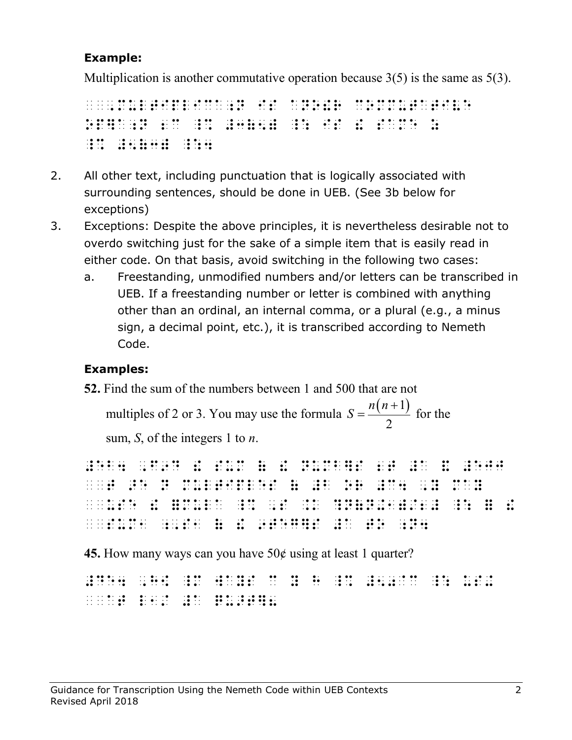**Example:**

Multiplication is another commutative operation because 3(5) is the same as 5(3).

2. All other text, including punctuation that is logically associated with surrounding sentences, should be done in UEB. (See 3b below for exceptions)
3. Exceptions: Despite the above principles, it is nevertheless desirable not to overdo switching just for the sake of a simple item that is easily read in either code. On that basis, avoid switching in the following two cases:
    a. Freestanding, unmodified numbers and/or letters can be transcribed in UEB. If a freestanding number or letter is combined with anything other than an ordinal, an internal comma, or a plural (e.g., a minus sign, a decimal point, etc.), it is transcribed according to Nemeth Code.

**Examples:**

**52.** Find the sum of the numbers between 1 and 500 that are not multiples of 2 or 3. You may use the formula $S = \frac{n(n+1)}{2}$ for the sum, *S*, of the integers 1 to *n*.

**45.** How many ways can you have 50¢ using at least 1 quarter?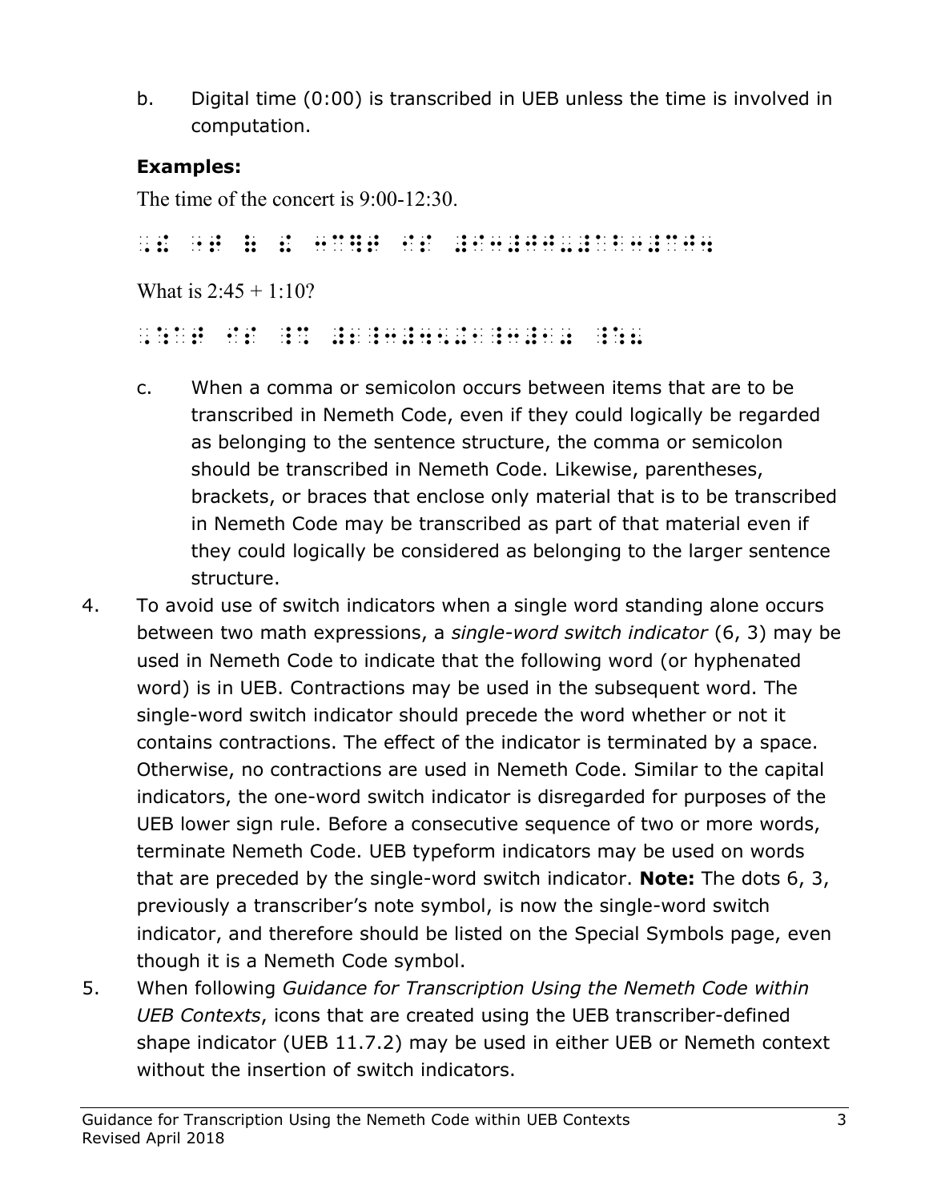b. Digital time (0:00) is transcribed in UEB unless the time is involved in computation.

**Examples:**

The time of the concert is 9:00-12:30.

⠠⠮ ⠐⠞ ⠷ ⠮ ⠒⠉⠻⠞ ⠊⠎ ⠼⠊⠒⠚⠚⠤⠼⠁⠃⠒⠉⠚⠲

What is 2:45 + 1:10?

⠠⠱⠁⠞ ⠊⠎ ⠸⠩ ⠆⠸⠒⠲⠢⠬⠂⠸⠒⠂⠴⠸⠦ ⠸⠱

c. When a comma or semicolon occurs between items that are to be transcribed in Nemeth Code, even if they could logically be regarded as belonging to the sentence structure, the comma or semicolon should be transcribed in Nemeth Code. Likewise, parentheses, brackets, or braces that enclose only material that is to be transcribed in Nemeth Code may be transcribed as part of that material even if they could logically be considered as belonging to the larger sentence structure.

4. To avoid use of switch indicators when a single word standing alone occurs between two math expressions, a *single-word switch indicator* (6, 3) may be used in Nemeth Code to indicate that the following word (or hyphenated word) is in UEB. Contractions may be used in the subsequent word. The single-word switch indicator should precede the word whether or not it contains contractions. The effect of the indicator is terminated by a space. Otherwise, no contractions are used in Nemeth Code. Similar to the capital indicators, the one-word switch indicator is disregarded for purposes of the UEB lower sign rule. Before a consecutive sequence of two or more words, terminate Nemeth Code. UEB typeform indicators may be used on words that are preceded by the single-word switch indicator. **Note:** The dots 6, 3, previously a transcriber's note symbol, is now the single-word switch indicator, and therefore should be listed on the Special Symbols page, even though it is a Nemeth Code symbol.

5. When following *Guidance for Transcription Using the Nemeth Code within UEB Contexts*, icons that are created using the UEB transcriber-defined shape indicator (UEB 11.7.2) may be used in either UEB or Nemeth context without the insertion of switch indicators.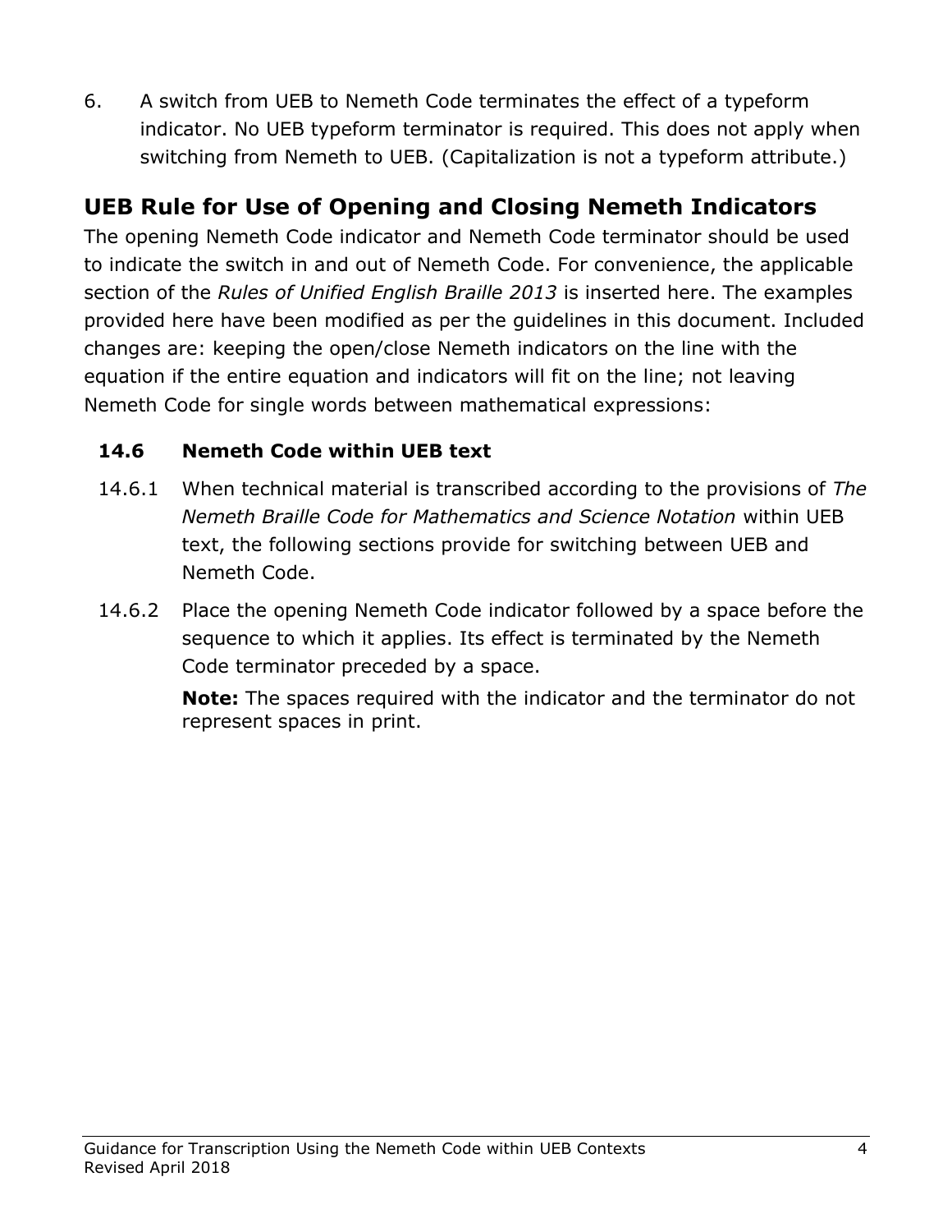6. A switch from UEB to Nemeth Code terminates the effect of a typeform indicator. No UEB typeform terminator is required. This does not apply when switching from Nemeth to UEB. (Capitalization is not a typeform attribute.)

## UEB Rule for Use of Opening and Closing Nemeth Indicators

The opening Nemeth Code indicator and Nemeth Code terminator should be used to indicate the switch in and out of Nemeth Code. For convenience, the applicable section of the *Rules of Unified English Braille 2013* is inserted here. The examples provided here have been modified as per the guidelines in this document. Included changes are: keeping the open/close Nemeth indicators on the line with the equation if the entire equation and indicators will fit on the line; not leaving Nemeth Code for single words between mathematical expressions:

### 14.6 Nemeth Code within UEB text

14.6.1 When technical material is transcribed according to the provisions of *The Nemeth Braille Code for Mathematics and Science Notation* within UEB text, the following sections provide for switching between UEB and Nemeth Code.

14.6.2 Place the opening Nemeth Code indicator followed by a space before the sequence to which it applies. Its effect is terminated by the Nemeth Code terminator preceded by a space.

**Note:** The spaces required with the indicator and the terminator do not represent spaces in print.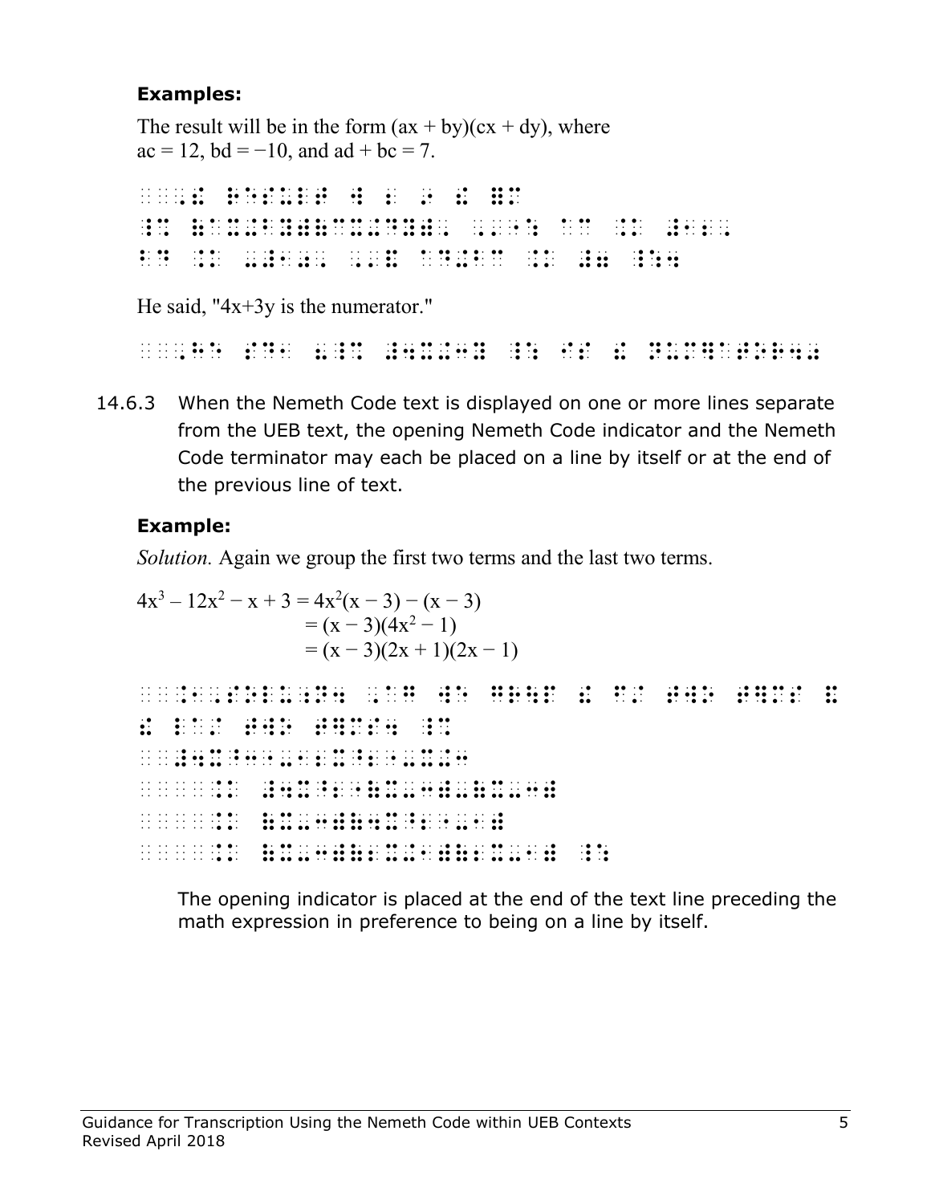**Examples:**

The result will be in the form $(ax + by)(cx + dy)$, where $ac = 12$, $bd = -10$, and $ad + bc = 7$.

He said, "$4x+3y$ is the numerator."

14.6.3 When the Nemeth Code text is displayed on one or more lines separate from the UEB text, the opening Nemeth Code indicator and the Nemeth Code terminator may each be placed on a line by itself or at the end of the previous line of text.

**Example:**

*Solution.* Again we group the first two terms and the last two terms.

$$\begin{aligned} 4x^3 - 12x^2 - x + 3 &= 4x^2(x - 3) - (x - 3) \\ &= (x - 3)(4x^2 - 1) \\ &= (x - 3)(2x + 1)(2x - 1) \end{aligned}$$

The opening indicator is placed at the end of the text line preceding the math expression in preference to being on a line by itself.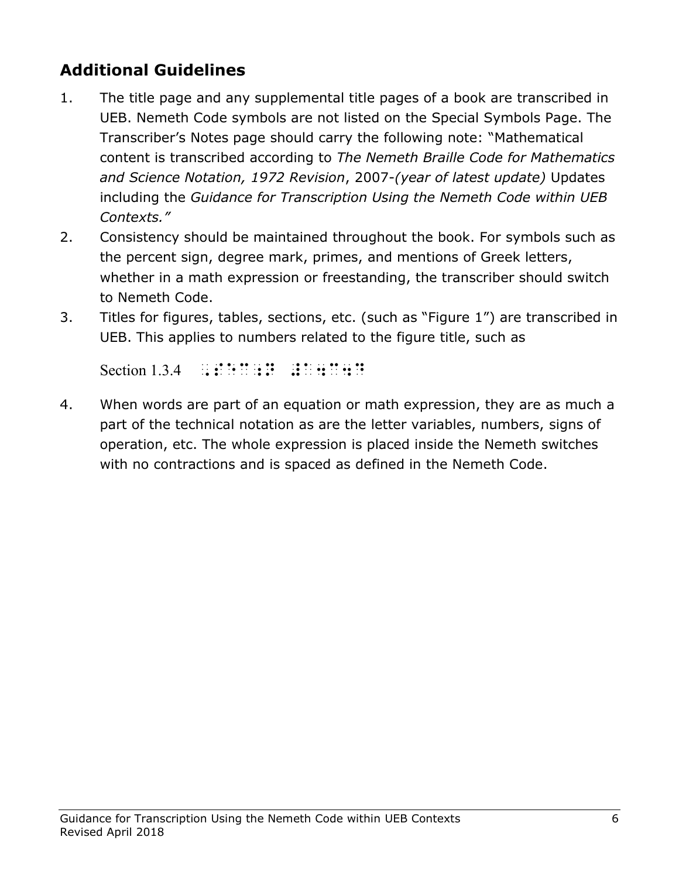## Additional Guidelines

1. The title page and any supplemental title pages of a book are transcribed in UEB. Nemeth Code symbols are not listed on the Special Symbols Page. The Transcriber's Notes page should carry the following note: "Mathematical content is transcribed according to *The Nemeth Braille Code for Mathematics and Science Notation, 1972 Revision*, 2007-*(year of latest update)* Updates including the *Guidance for Transcription Using the Nemeth Code within UEB Contexts."*
2. Consistency should be maintained throughout the book. For symbols such as the percent sign, degree mark, primes, and mentions of Greek letters, whether in a math expression or freestanding, the transcriber should switch to Nemeth Code.
3. Titles for figures, tables, sections, etc. (such as "Figure 1") are transcribed in UEB. This applies to numbers related to the figure title, such as

   Section 1.3.4 ⠠⠎⠑⠉⠰⠝ ⠼⠁⠲⠉⠲⠙

4. When words are part of an equation or math expression, they are as much a part of the technical notation as are the letter variables, numbers, signs of operation, etc. The whole expression is placed inside the Nemeth switches with no contractions and is spaced as defined in the Nemeth Code.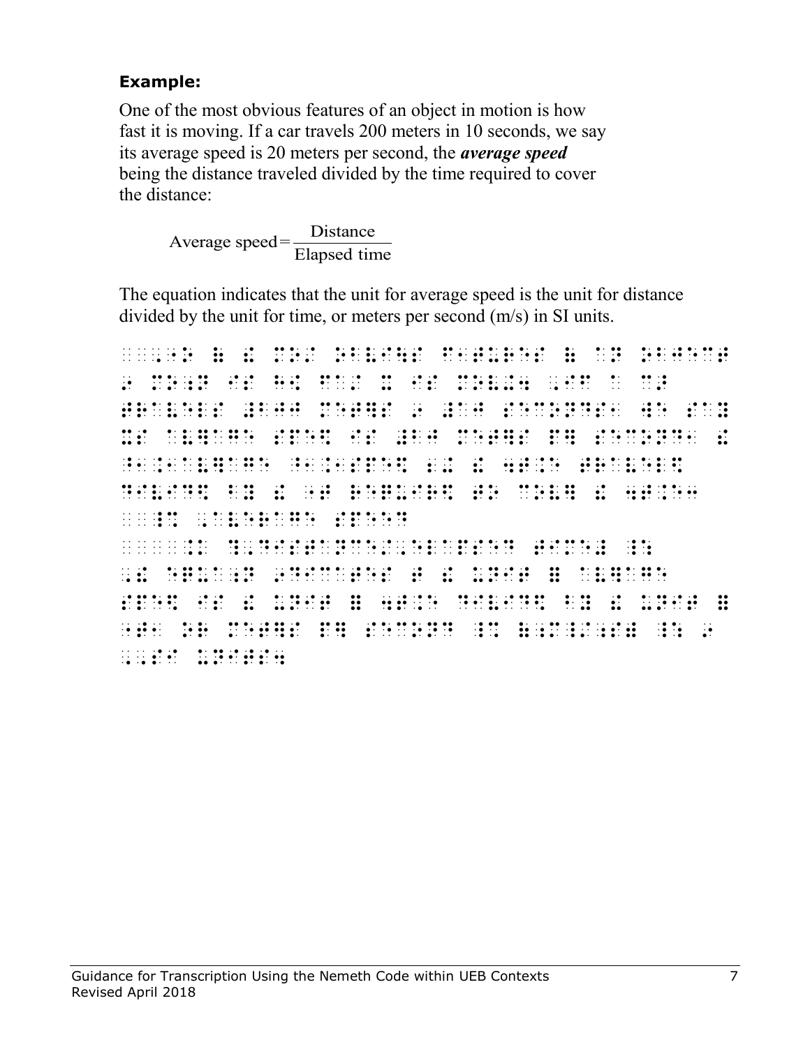**Example:**

One of the most obvious features of an object in motion is how fast it is moving. If a car travels 200 meters in 10 seconds, we say its average speed is 20 meters per second, the ***average speed*** being the distance traveled divided by the time required to cover the distance:

$$\text{Average speed} = \frac{\text{Distance}}{\text{Elapsed time}}$$

The equation indicates that the unit for average speed is the unit for distance divided by the unit for time, or meters per second (m/s) in SI units.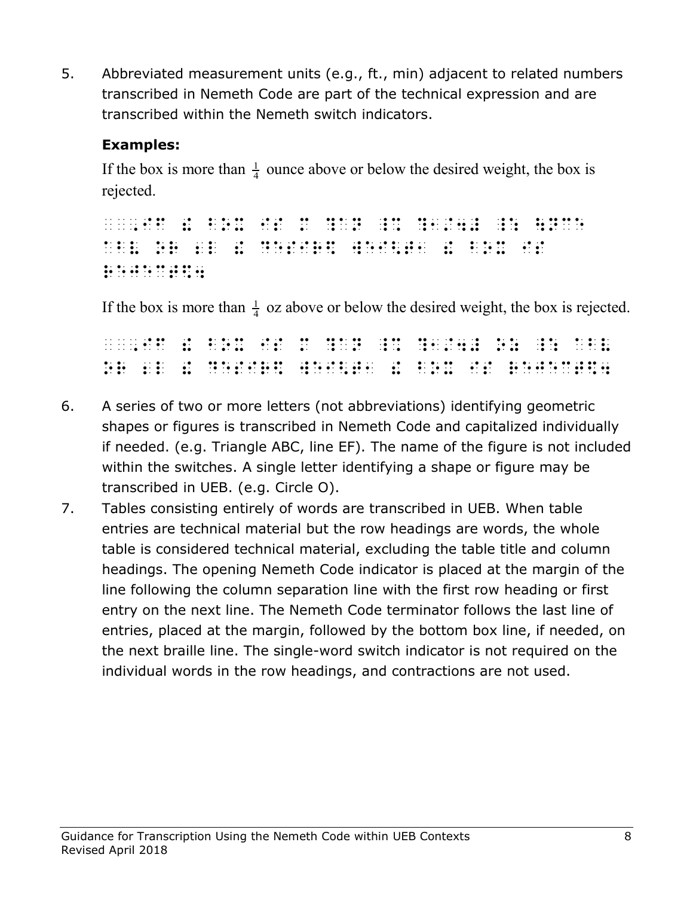5. Abbreviated measurement units (e.g., ft., min) adjacent to related numbers transcribed in Nemeth Code are part of the technical expression and are transcribed within the Nemeth switch indicators.

   **Examples:**

   If the box is more than $\frac{1}{4}$ ounce above or below the desired weight, the box is rejected.

   If the box is more than $\frac{1}{4}$ oz above or below the desired weight, the box is rejected.

6. A series of two or more letters (not abbreviations) identifying geometric shapes or figures is transcribed in Nemeth Code and capitalized individually if needed. (e.g. Triangle ABC, line EF). The name of the figure is not included within the switches. A single letter identifying a shape or figure may be transcribed in UEB. (e.g. Circle O).

7. Tables consisting entirely of words are transcribed in UEB. When table entries are technical material but the row headings are words, the whole table is considered technical material, excluding the table title and column headings. The opening Nemeth Code indicator is placed at the margin of the line following the column separation line with the first row heading or first entry on the next line. The Nemeth Code terminator follows the last line of entries, placed at the margin, followed by the bottom box line, if needed, on the next braille line. The single-word switch indicator is not required on the individual words in the row headings, and contractions are not used.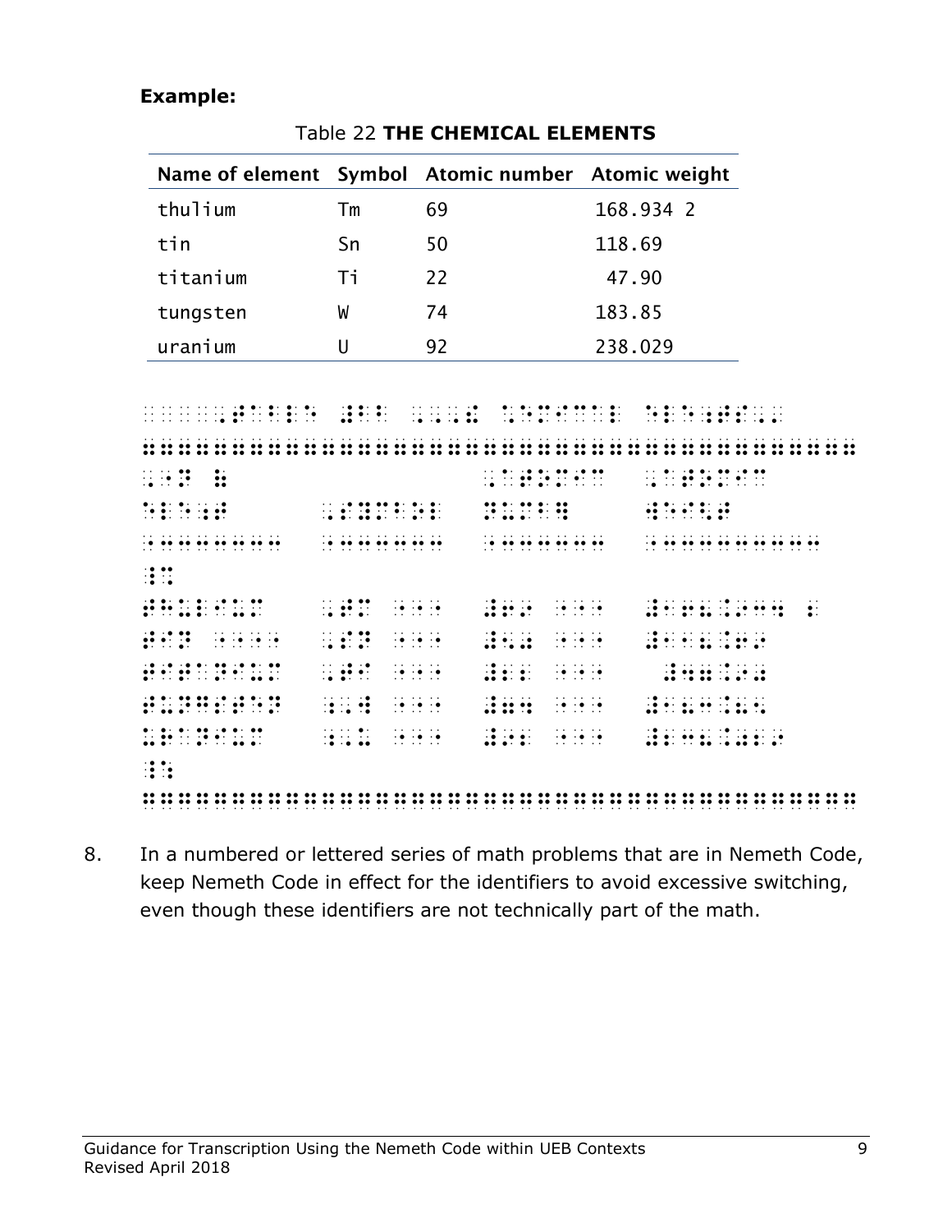**Example:**

Table 22 **THE CHEMICAL ELEMENTS**

| Name of element | Symbol | Atomic number | Atomic weight |
|---|---|---|---|
| thulium | Tm | 69 | 168.934 2 |
| tin | Sn | 50 | 118.69 |
| titanium | Ti | 22 | 47.90 |
| tungsten | W | 74 | 183.85 |
| uranium | U | 92 | 238.029 |

⠀⠀⠀⠀⠀⠀⠠⠞⠁⠃⠇⠑ ⠼⠃⠃ ⠠⠠⠠⠮ ⠡⠑⠍⠊⠉⠁⠇ ⠑⠇⠑⠰⠞⠎⠠⠄
⠒⠒⠒⠒⠒⠒⠒⠒⠒⠒⠒⠒⠒⠒⠒⠒⠒⠒⠒⠒⠒⠒⠒⠒⠒⠒⠒⠒⠒⠒⠒⠒⠒⠒⠒⠒⠒⠒⠒⠒
⠠⠝⠁⠍ ⠷ ⠠⠁⠞⠕⠍⠊⠉ ⠠⠁⠞⠕⠍⠊⠉
⠑⠇⠑⠰⠞ ⠠⠎⠽⠍⠃⠕⠇ ⠝⠥⠍⠃⠻ ⠺⠑⠊⠣⠞
⠐⠒⠒⠒⠒⠒⠒⠒⠒ ⠐⠒⠒⠒⠒⠒⠒⠒ ⠐⠒⠒⠒⠒⠒⠒⠒ ⠐⠒⠒⠒⠒⠒⠒⠒⠒⠒⠒⠒
⠸⠩
⠹⠥⠇⠊⠥⠍ ⠠⠞⠍ ⠐⠐⠐⠐ ⠼⠖⠔ ⠐⠐⠐ ⠼⠂⠖⠦⠨⠔⠒⠲ ⠆
⠞⠔ ⠐⠐⠐⠐⠐ ⠠⠎⠝ ⠐⠐⠐⠐ ⠼⠢⠴ ⠐⠐⠐ ⠼⠂⠂⠦⠨⠖⠔
⠞⠊⠞⠁⠝⠊⠥⠍ ⠠⠞⠊ ⠐⠐⠐⠐ ⠼⠆⠆ ⠐⠐⠐ ⠼⠲⠶⠨⠔⠴
⠞⠥⠝⠛⠎⠞⠑⠝ ⠠⠺ ⠐⠐⠐⠐ ⠼⠶⠲ ⠐⠐⠐ ⠼⠂⠦⠒⠨⠦⠢
⠥⠗⠁⠝⠊⠥⠍ ⠠⠥ ⠐⠐⠐⠐ ⠼⠔⠆ ⠐⠐⠐ ⠼⠆⠒⠦⠨⠴⠆⠔
⠸⠱
⠒⠒⠒⠒⠒⠒⠒⠒⠒⠒⠒⠒⠒⠒⠒⠒⠒⠒⠒⠒⠒⠒⠒⠒⠒⠒⠒⠒⠒⠒⠒⠒⠒⠒⠒⠒⠒⠒⠒⠒

8. In a numbered or lettered series of math problems that are in Nemeth Code, keep Nemeth Code in effect for the identifiers to avoid excessive switching, even though these identifiers are not technically part of the math.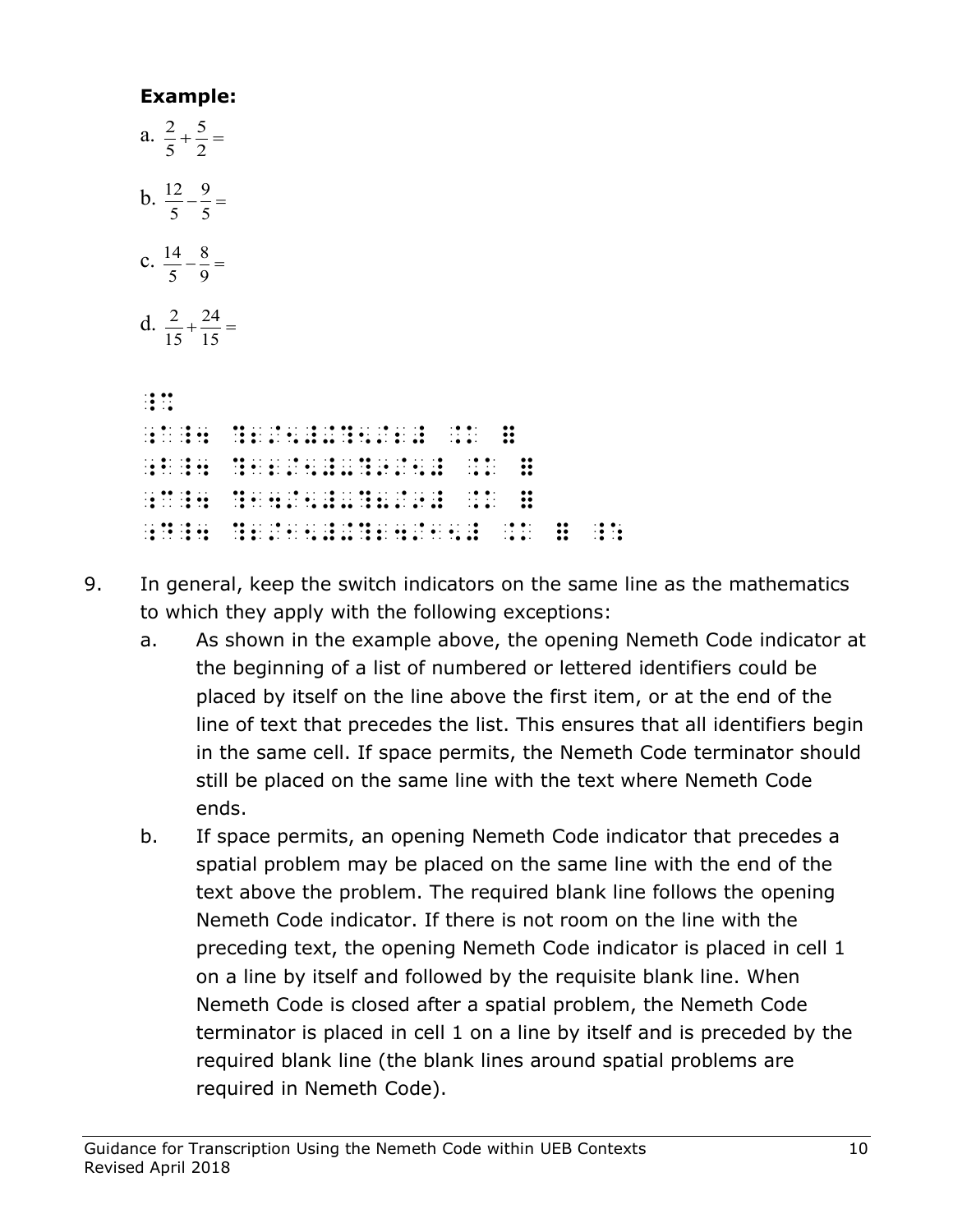**Example:**

a. $\frac{2}{5}+\frac{5}{2}=$

b. $\frac{12}{5}-\frac{9}{5}=$

c. $\frac{14}{5}-\frac{8}{9}=$

d. $\frac{2}{15}+\frac{24}{15}=$

```
⠸⠩
⠰⠁⠸⠲⠀⠹⠆⠌⠢⠼⠬⠹⠢⠌⠆⠼⠀⠨⠅⠀⠿
⠰⠃⠸⠲⠀⠹⠂⠆⠌⠢⠼⠤⠹⠔⠌⠢⠼⠀⠨⠅⠀⠿
⠰⠉⠸⠲⠀⠹⠂⠲⠌⠢⠼⠤⠹⠦⠌⠔⠼⠀⠨⠅⠀⠿
⠰⠙⠸⠲⠀⠹⠆⠌⠂⠢⠼⠬⠹⠆⠲⠌⠂⠢⠼⠀⠨⠅⠀⠿⠀⠸⠱
```

9. In general, keep the switch indicators on the same line as the mathematics to which they apply with the following exceptions:
   a. As shown in the example above, the opening Nemeth Code indicator at the beginning of a list of numbered or lettered identifiers could be placed by itself on the line above the first item, or at the end of the line of text that precedes the list. This ensures that all identifiers begin in the same cell. If space permits, the Nemeth Code terminator should still be placed on the same line with the text where Nemeth Code ends.
   b. If space permits, an opening Nemeth Code indicator that precedes a spatial problem may be placed on the same line with the end of the text above the problem. The required blank line follows the opening Nemeth Code indicator. If there is not room on the line with the preceding text, the opening Nemeth Code indicator is placed in cell 1 on a line by itself and followed by the requisite blank line. When Nemeth Code is closed after a spatial problem, the Nemeth Code terminator is placed in cell 1 on a line by itself and is preceded by the required blank line (the blank lines around spatial problems are required in Nemeth Code).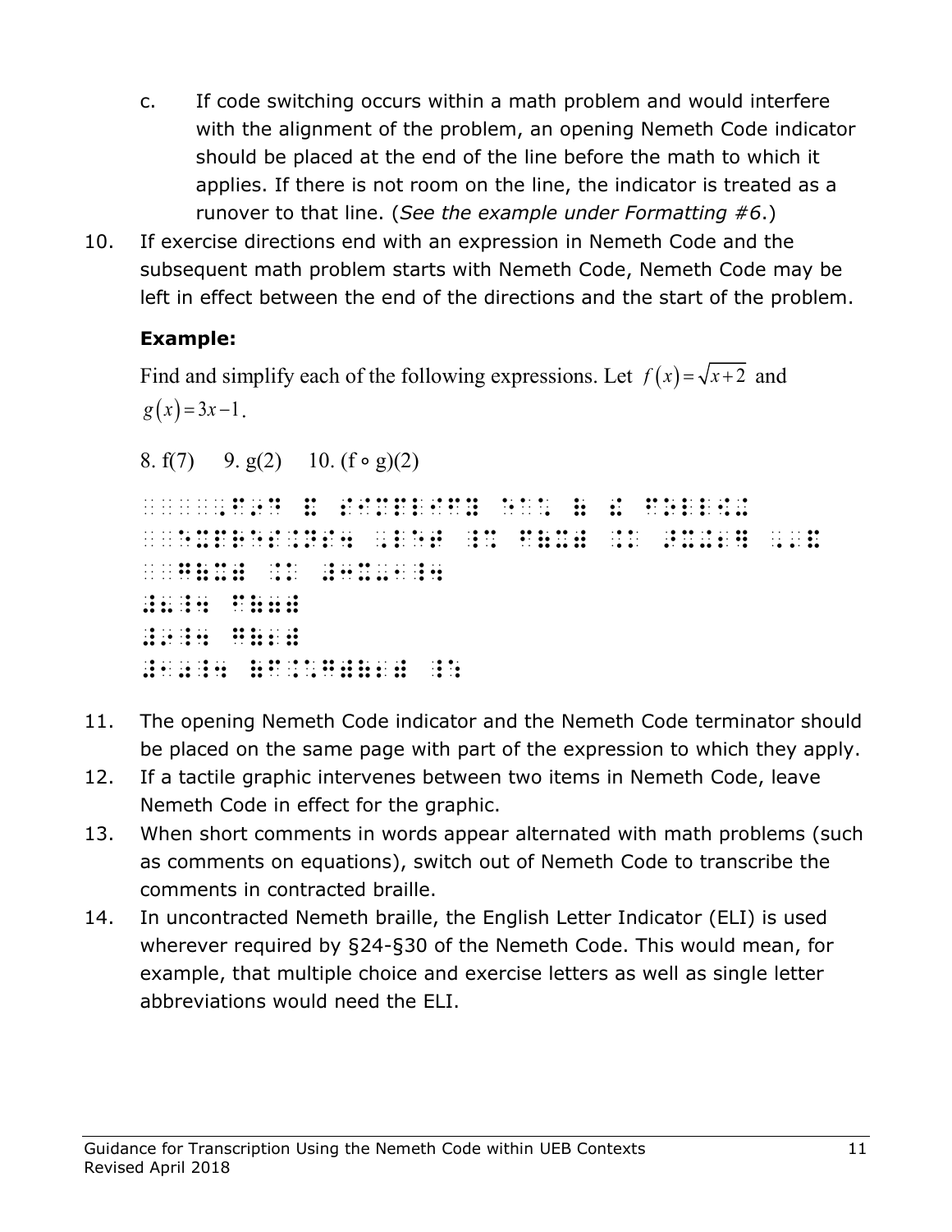c. If code switching occurs within a math problem and would interfere with the alignment of the problem, an opening Nemeth Code indicator should be placed at the end of the line before the math to which it applies. If there is not room on the line, the indicator is treated as a runover to that line. (*See the example under Formatting #6*.)

10. If exercise directions end with an expression in Nemeth Code and the subsequent math problem starts with Nemeth Code, Nemeth Code may be left in effect between the end of the directions and the start of the problem.

**Example:**

Find and simplify each of the following expressions. Let $f(x) = \sqrt{x+2}$ and $g(x) = 3x - 1$.

8. f(7)     9. g(2)     10. (f ∘ g)(2)

11. The opening Nemeth Code indicator and the Nemeth Code terminator should be placed on the same page with part of the expression to which they apply.
12. If a tactile graphic intervenes between two items in Nemeth Code, leave Nemeth Code in effect for the graphic.
13. When short comments in words appear alternated with math problems (such as comments on equations), switch out of Nemeth Code to transcribe the comments in contracted braille.
14. In uncontracted Nemeth braille, the English Letter Indicator (ELI) is used wherever required by §24-§30 of the Nemeth Code. This would mean, for example, that multiple choice and exercise letters as well as single letter abbreviations would need the ELI.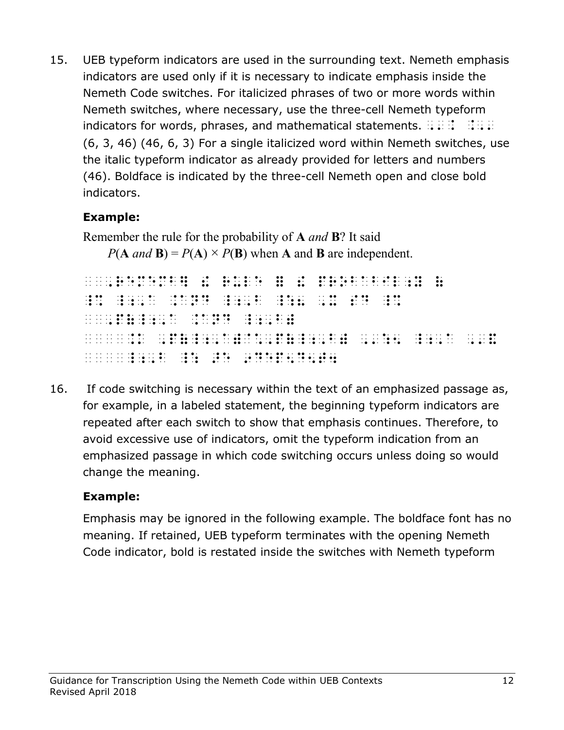15. UEB typeform indicators are used in the surrounding text. Nemeth emphasis indicators are used only if it is necessary to indicate emphasis inside the Nemeth Code switches. For italicized phrases of two or more words within Nemeth switches, where necessary, use the three-cell Nemeth typeform indicators for words, phrases, and mathematical statements. ⠠⠄⠨ ⠨⠠⠄ (6, 3, 46) (46, 6, 3) For a single italicized word within Nemeth switches, use the italic typeform indicator as already provided for letters and numbers (46). Boldface is indicated by the three-cell Nemeth open and close bold indicators.

**Example:**

Remember the rule for the probability of **A** *and* **B**? It said

$P($**A** *and* **B**$) = P($**A**$) \times P($**B**$)$ when **A** and **B** are independent.

```
⠀⠀⠀⠀⠠⠗⠑⠍⠑⠍⠃⠻ ⠮ ⠗⠥⠇⠑ ⠿ ⠮ ⠏⠗⠕⠃⠁⠃⠊⠇⠊⠞⠽ ⠷
⠘⠆⠠⠁ ⠨⠂⠯ ⠘⠆⠠⠃⠦ ⠠⠭ ⠎⠙ ⠸⠩
⠀⠀⠀⠀⠠⠏⠷⠸⠰⠠⠁ ⠠⠄⠨⠁⠝⠙ ⠸⠰⠠⠃⠾
⠀⠀⠀⠀⠀⠀⠨⠅ ⠠⠏⠷⠸⠰⠠⠁⠾⠈⠡⠠⠏⠷⠸⠰⠠⠃⠾ ⠸⠱ ⠸⠰⠠⠁ ⠯
⠀⠀⠀⠀⠀⠀⠸⠰⠠⠃ ⠜⠑ ⠔⠙⠑⠏⠢⠙⠢⠞⠲
```

16. If code switching is necessary within the text of an emphasized passage as, for example, in a labeled statement, the beginning typeform indicators are repeated after each switch to show that emphasis continues. Therefore, to avoid excessive use of indicators, omit the typeform indication from an emphasized passage in which code switching occurs unless doing so would change the meaning.

**Example:**

Emphasis may be ignored in the following example. The boldface font has no meaning. If retained, UEB typeform terminates with the opening Nemeth Code indicator, bold is restated inside the switches with Nemeth typeform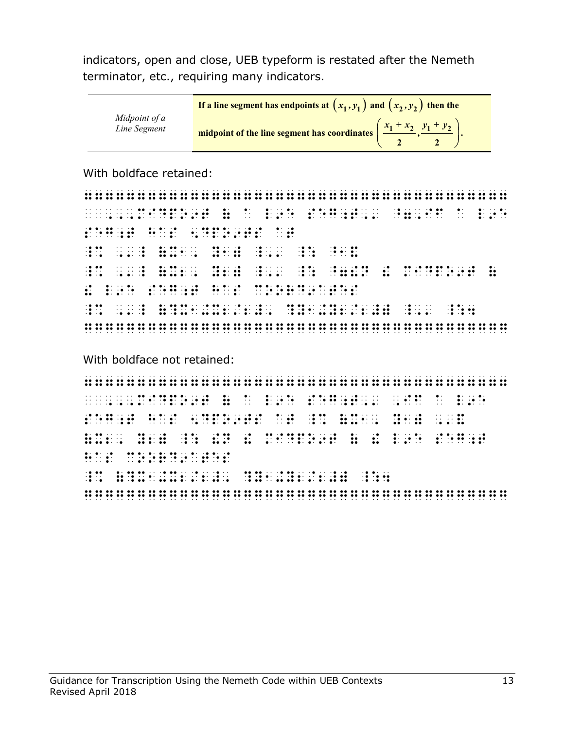indicators, open and close, UEB typeform is restated after the Nemeth terminator, etc., requiring many indicators.

| *Midpoint of a Line Segment* | **If a line segment has endpoints at $\left(x_1, y_1\right)$ and $\left(x_2, y_2\right)$ then the midpoint of the line segment has coordinates $\left(\frac{x_1 + x_2}{2}, \frac{y_1 + y_2}{2}\right)$.** |
|---|---|

With boldface retained:

⠿⠿⠿⠿⠿⠿⠿⠿⠿⠿⠿⠿⠿⠿⠿⠿⠿⠿⠿⠿⠿⠿⠿⠿⠿⠿⠿⠿⠿⠿⠿⠿⠿⠿⠿⠿⠿⠿⠿⠿
⠀⠀⠀⠀⠨⠠⠨⠠⠍⠊⠙⠏⠕⠔⠞⠀⠷⠀⠁⠀⠇⠔⠑⠀⠎⠑⠛⠰⠞⠨⠄⠀⠸⠿⠠⠊⠋⠀⠁⠀⠇⠔⠑
⠎⠑⠛⠰⠞⠀⠓⠁⠎⠀⠢⠙⠏⠕⠔⠞⠎⠀⠁⠞
⠸⠩⠀⠨⠆⠸⠀⠷⠭⠂⠠⠀⠜⠰⠽⠀⠸⠨⠠⠀⠸⠱⠀⠸⠐⠿
⠸⠩⠀⠨⠆⠸⠀⠷⠭⠆⠠⠀⠜⠰⠽⠀⠸⠨⠠⠀⠸⠱⠀⠸⠿⠮⠝⠀⠮⠀⠍⠊⠙⠏⠕⠔⠞⠀⠷
⠮⠀⠇⠔⠑⠀⠎⠑⠛⠰⠞⠀⠓⠁⠎⠀⠉⠕⠕⠗⠙⠔⠁⠞⠑⠎
⠸⠩⠀⠨⠆⠸⠀⠷⠹⠭⠂⠬⠭⠆⠌⠆⠼⠠⠀⠹⠽⠂⠬⠽⠆⠌⠆⠼⠾⠀⠸⠨⠠⠀⠸⠱⠲
⠿⠿⠿⠿⠿⠿⠿⠿⠿⠿⠿⠿⠿⠿⠿⠿⠿⠿⠿⠿⠿⠿⠿⠿⠿⠿⠿⠿⠿⠿⠿⠿⠿⠿⠿⠿⠿⠿⠿⠿

With boldface not retained:

⠿⠿⠿⠿⠿⠿⠿⠿⠿⠿⠿⠿⠿⠿⠿⠿⠿⠿⠿⠿⠿⠿⠿⠿⠿⠿⠿⠿⠿⠿⠿⠿⠿⠿⠿⠿⠿⠿⠿⠿
⠀⠀⠀⠀⠨⠠⠨⠠⠍⠊⠙⠏⠕⠔⠞⠀⠷⠀⠁⠀⠇⠔⠑⠀⠎⠑⠛⠰⠞⠨⠄⠀⠠⠊⠋⠀⠁⠀⠇⠔⠑
⠎⠑⠛⠰⠞⠀⠓⠁⠎⠀⠢⠙⠏⠕⠔⠞⠎⠀⠁⠞⠀⠸⠩⠀⠷⠭⠂⠠⠀⠜⠰⠽⠀⠠⠁⠙
⠷⠭⠆⠠⠀⠜⠰⠽⠀⠸⠱⠀⠹⠝⠀⠮⠀⠍⠊⠙⠏⠕⠔⠞⠀⠷⠀⠮⠀⠇⠔⠑⠀⠎⠑⠛⠰⠞
⠓⠁⠎⠀⠉⠕⠕⠗⠙⠔⠁⠞⠑⠎
⠸⠩⠀⠷⠹⠭⠂⠬⠭⠆⠌⠆⠼⠠⠀⠹⠽⠂⠬⠽⠆⠌⠆⠼⠾⠀⠸⠱⠲
⠿⠿⠿⠿⠿⠿⠿⠿⠿⠿⠿⠿⠿⠿⠿⠿⠿⠿⠿⠿⠿⠿⠿⠿⠿⠿⠿⠿⠿⠿⠿⠿⠿⠿⠿⠿⠿⠿⠿⠿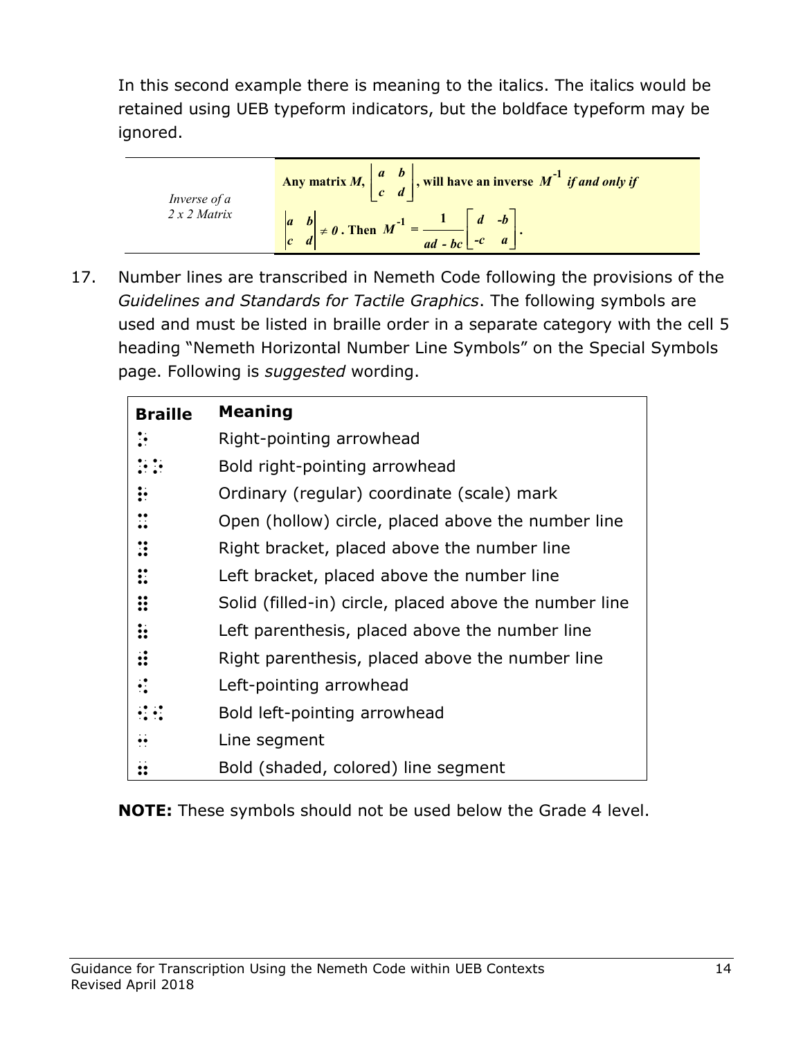In this second example there is meaning to the italics. The italics would be retained using UEB typeform indicators, but the boldface typeform may be ignored.

| *Inverse of a 2 x 2 Matrix* | **Any matrix $M$, $\begin{vmatrix} a & b \\ c & d \end{vmatrix}$, will have an inverse $M^{-1}$ *if and only if* $\begin{vmatrix} a & b \\ c & d \end{vmatrix} \neq 0$. Then $M^{-1} = \dfrac{1}{ad - bc}\begin{bmatrix} d & -b \\ -c & a \end{bmatrix}$.** |
|---|---|

17. Number lines are transcribed in Nemeth Code following the provisions of the *Guidelines and Standards for Tactile Graphics*. The following symbols are used and must be listed in braille order in a separate category with the cell 5 heading "Nemeth Horizontal Number Line Symbols" on the Special Symbols page. Following is *suggested* wording.

| **Braille** | **Meaning** |
|---|---|
| ⠵ | Right-pointing arrowhead |
| ⠵⠵ | Bold right-pointing arrowhead |
| ⠳ | Ordinary (regular) coordinate (scale) mark |
| ⠫ | Open (hollow) circle, placed above the number line |
| ⠻ | Right bracket, placed above the number line |
| ⠯ | Left bracket, placed above the number line |
| ⠿ | Solid (filled-in) circle, placed above the number line |
| ⠷ | Left parenthesis, placed above the number line |
| ⠾ | Right parenthesis, placed above the number line |
| ⠪ | Left-pointing arrowhead |
| ⠪⠪ | Bold left-pointing arrowhead |
| ⠒ | Line segment |
| ⠶ | Bold (shaded, colored) line segment |

**NOTE:** These symbols should not be used below the Grade 4 level.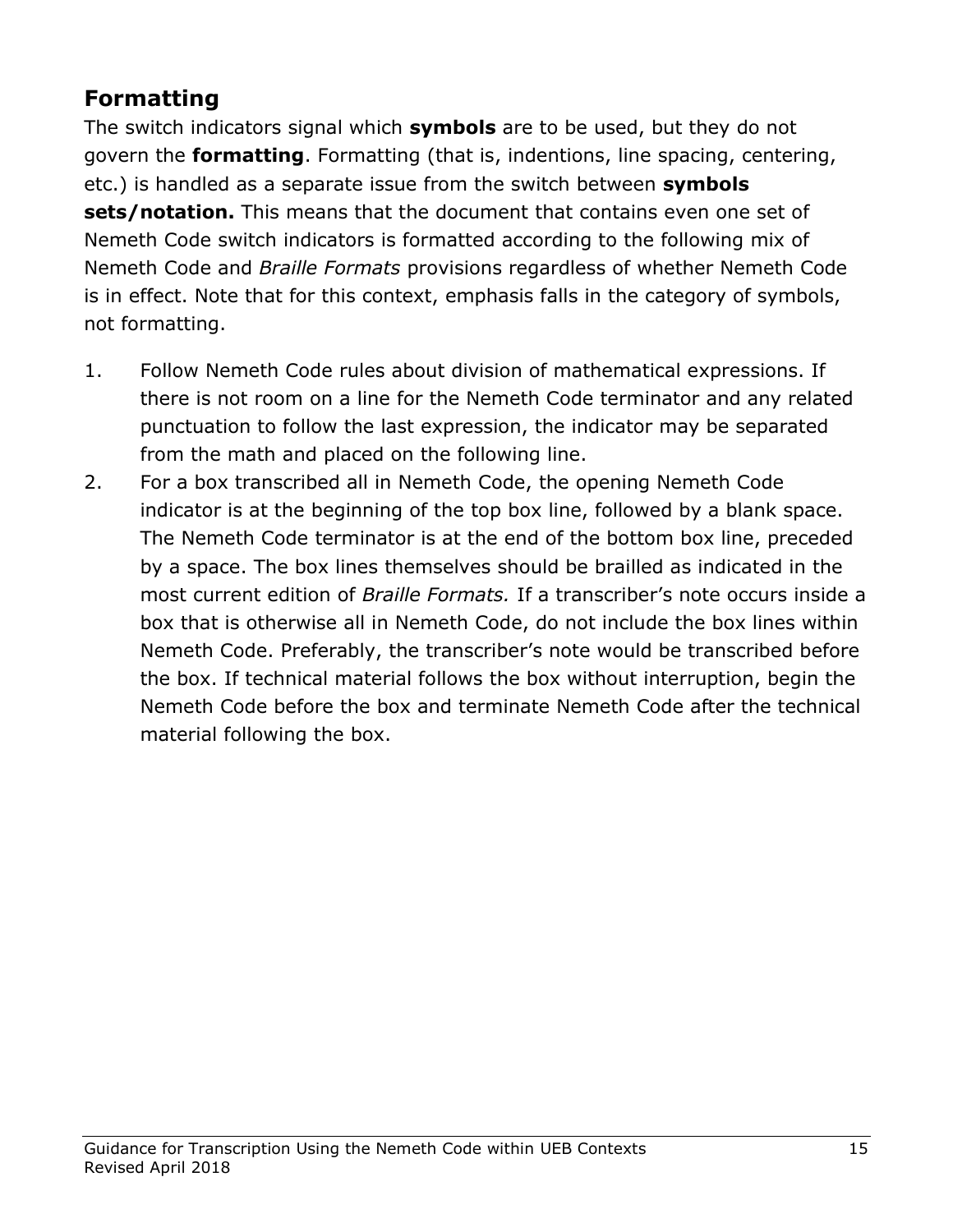## Formatting

The switch indicators signal which **symbols** are to be used, but they do not govern the **formatting**. Formatting (that is, indentions, line spacing, centering, etc.) is handled as a separate issue from the switch between **symbols sets/notation.** This means that the document that contains even one set of Nemeth Code switch indicators is formatted according to the following mix of Nemeth Code and *Braille Formats* provisions regardless of whether Nemeth Code is in effect. Note that for this context, emphasis falls in the category of symbols, not formatting.

1. Follow Nemeth Code rules about division of mathematical expressions. If there is not room on a line for the Nemeth Code terminator and any related punctuation to follow the last expression, the indicator may be separated from the math and placed on the following line.
2. For a box transcribed all in Nemeth Code, the opening Nemeth Code indicator is at the beginning of the top box line, followed by a blank space. The Nemeth Code terminator is at the end of the bottom box line, preceded by a space. The box lines themselves should be brailled as indicated in the most current edition of *Braille Formats.* If a transcriber's note occurs inside a box that is otherwise all in Nemeth Code, do not include the box lines within Nemeth Code. Preferably, the transcriber's note would be transcribed before the box. If technical material follows the box without interruption, begin the Nemeth Code before the box and terminate Nemeth Code after the technical material following the box.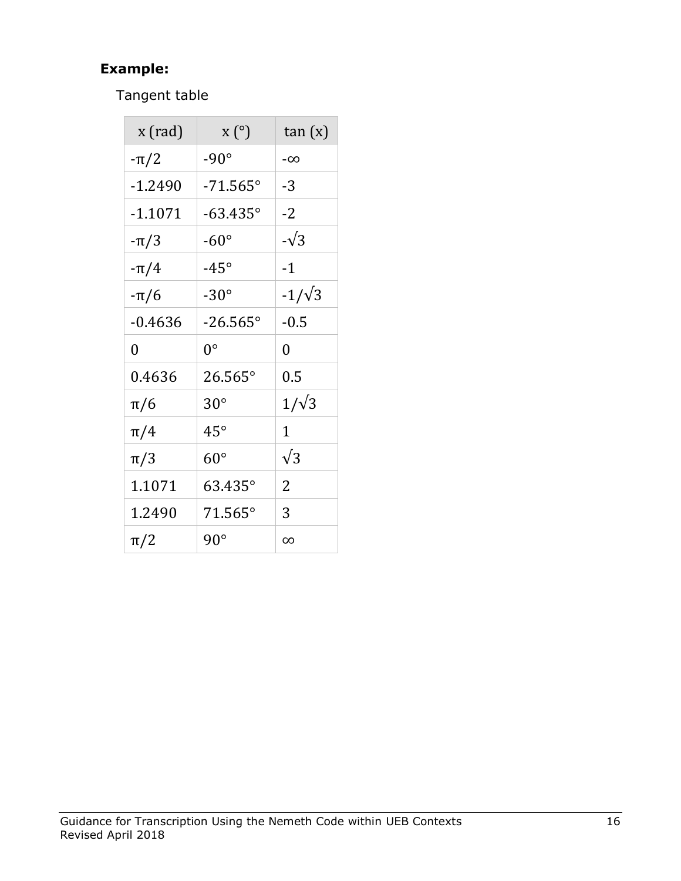**Example:**

Tangent table

| x (rad) | x (°) | tan (x) |
|---|---|---|
| $-\pi/2$ | $-90°$ | $-\infty$ |
| $-1.2490$ | $-71.565°$ | $-3$ |
| $-1.1071$ | $-63.435°$ | $-2$ |
| $-\pi/3$ | $-60°$ | $-\sqrt{3}$ |
| $-\pi/4$ | $-45°$ | $-1$ |
| $-\pi/6$ | $-30°$ | $-1/\sqrt{3}$ |
| $-0.4636$ | $-26.565°$ | $-0.5$ |
| $0$ | $0°$ | $0$ |
| $0.4636$ | $26.565°$ | $0.5$ |
| $\pi/6$ | $30°$ | $1/\sqrt{3}$ |
| $\pi/4$ | $45°$ | $1$ |
| $\pi/3$ | $60°$ | $\sqrt{3}$ |
| $1.1071$ | $63.435°$ | $2$ |
| $1.2490$ | $71.565°$ | $3$ |
| $\pi/2$ | $90°$ | $\infty$ |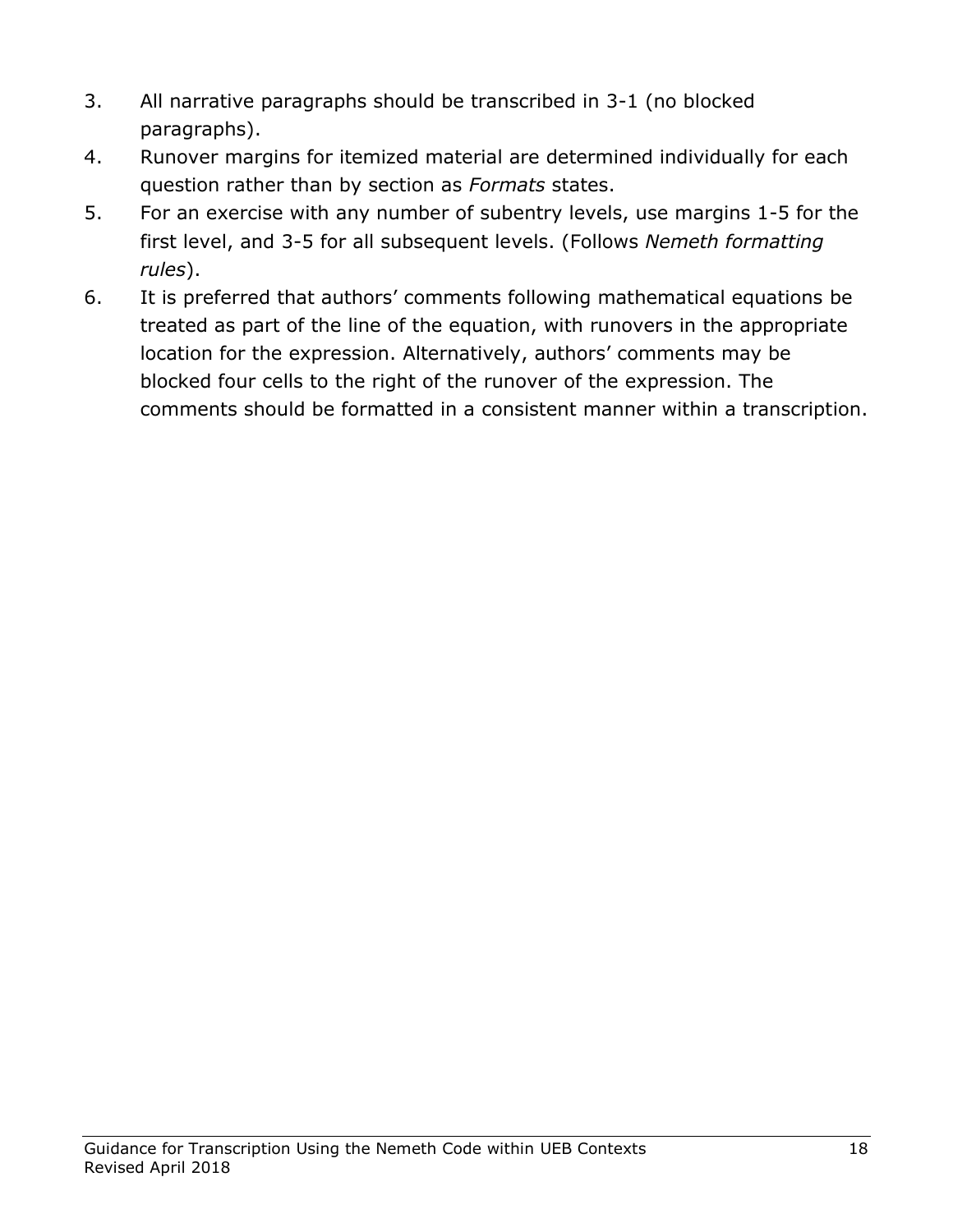3. All narrative paragraphs should be transcribed in 3-1 (no blocked paragraphs).
4. Runover margins for itemized material are determined individually for each question rather than by section as *Formats* states.
5. For an exercise with any number of subentry levels, use margins 1-5 for the first level, and 3-5 for all subsequent levels. (Follows *Nemeth formatting rules*).
6. It is preferred that authors' comments following mathematical equations be treated as part of the line of the equation, with runovers in the appropriate location for the expression. Alternatively, authors' comments may be blocked four cells to the right of the runover of the expression. The comments should be formatted in a consistent manner within a transcription.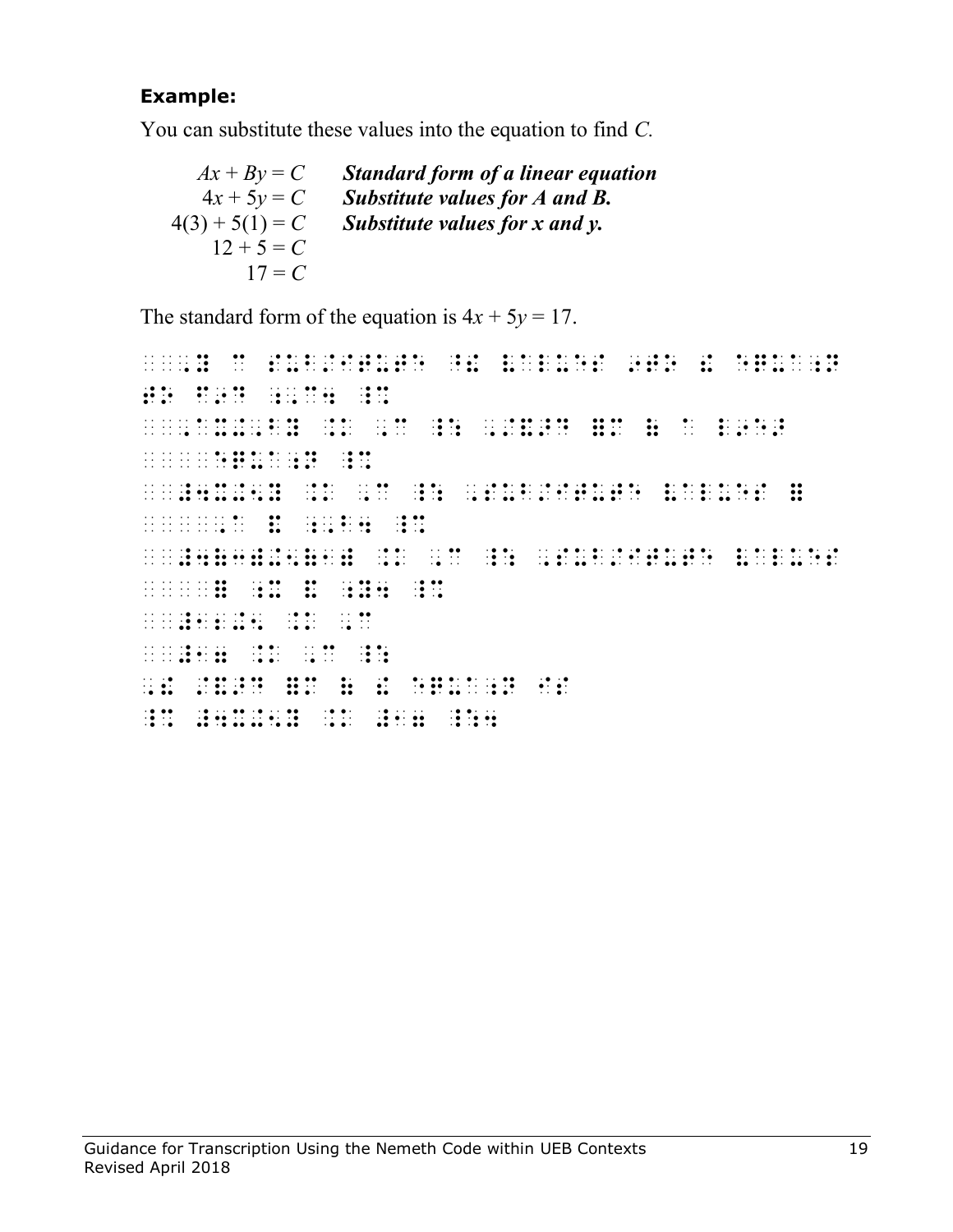**Example:**

You can substitute these values into the equation to find *C*.

| | |
|---|---|
| $Ax + By = C$ | ***Standard form of a linear equation*** |
| $4x + 5y = C$ | ***Substitute values for A and B.*** |
| $4(3) + 5(1) = C$ | ***Substitute values for x and y.*** |
| $12 + 5 = C$ | |
| $17 = C$ | |

The standard form of the equation is $4x + 5y = 17$.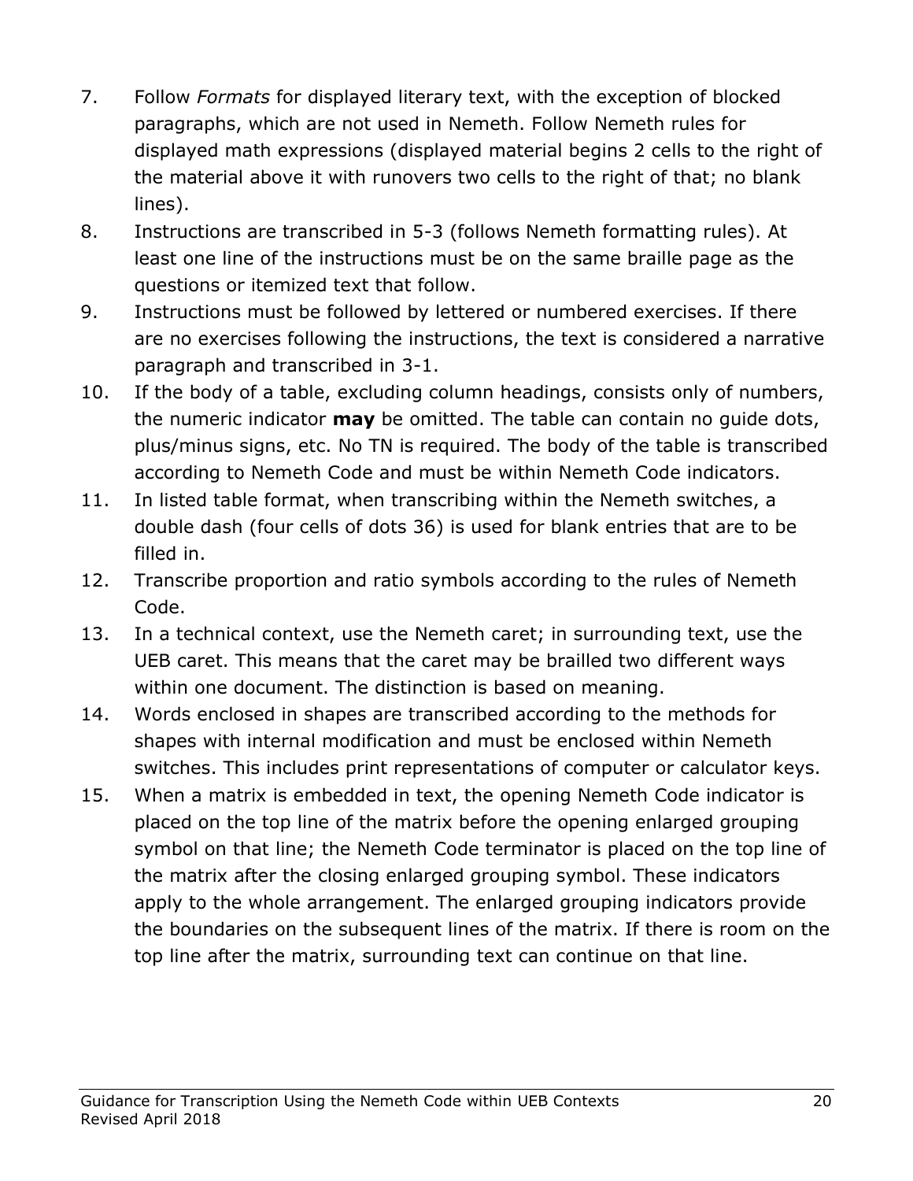7. Follow *Formats* for displayed literary text, with the exception of blocked paragraphs, which are not used in Nemeth. Follow Nemeth rules for displayed math expressions (displayed material begins 2 cells to the right of the material above it with runovers two cells to the right of that; no blank lines).
8. Instructions are transcribed in 5-3 (follows Nemeth formatting rules). At least one line of the instructions must be on the same braille page as the questions or itemized text that follow.
9. Instructions must be followed by lettered or numbered exercises. If there are no exercises following the instructions, the text is considered a narrative paragraph and transcribed in 3-1.
10. If the body of a table, excluding column headings, consists only of numbers, the numeric indicator **may** be omitted. The table can contain no guide dots, plus/minus signs, etc. No TN is required. The body of the table is transcribed according to Nemeth Code and must be within Nemeth Code indicators.
11. In listed table format, when transcribing within the Nemeth switches, a double dash (four cells of dots 36) is used for blank entries that are to be filled in.
12. Transcribe proportion and ratio symbols according to the rules of Nemeth Code.
13. In a technical context, use the Nemeth caret; in surrounding text, use the UEB caret. This means that the caret may be brailled two different ways within one document. The distinction is based on meaning.
14. Words enclosed in shapes are transcribed according to the methods for shapes with internal modification and must be enclosed within Nemeth switches. This includes print representations of computer or calculator keys.
15. When a matrix is embedded in text, the opening Nemeth Code indicator is placed on the top line of the matrix before the opening enlarged grouping symbol on that line; the Nemeth Code terminator is placed on the top line of the matrix after the closing enlarged grouping symbol. These indicators apply to the whole arrangement. The enlarged grouping indicators provide the boundaries on the subsequent lines of the matrix. If there is room on the top line after the matrix, surrounding text can continue on that line.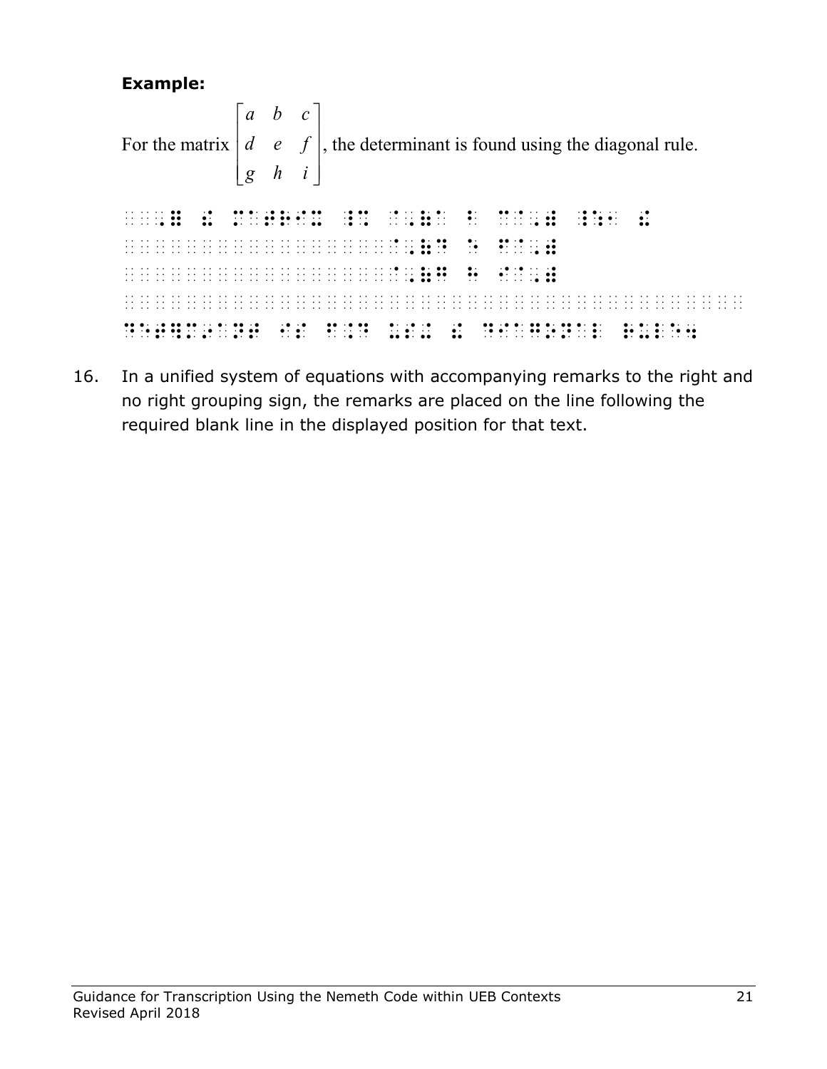**Example:**

For the matrix $\begin{bmatrix} a & b & c \\ d & e & f \\ g & h & i \end{bmatrix}$, the determinant is found using the diagonal rule.

⠀⠀⠀⠠⠿ ⠰⠅ ⠋⠕⠗⠹⠑⠍⠁⠞⠗ ⠹⠑ ⠍⠁⠞⠗⠊⠭ ⠨⠨⠷⠁ ⠃ ⠉⠨⠨⠾ ⠰⠅

16. In a unified system of equations with accompanying remarks to the right and no right grouping sign, the remarks are placed on the line following the required blank line in the displayed position for that text.